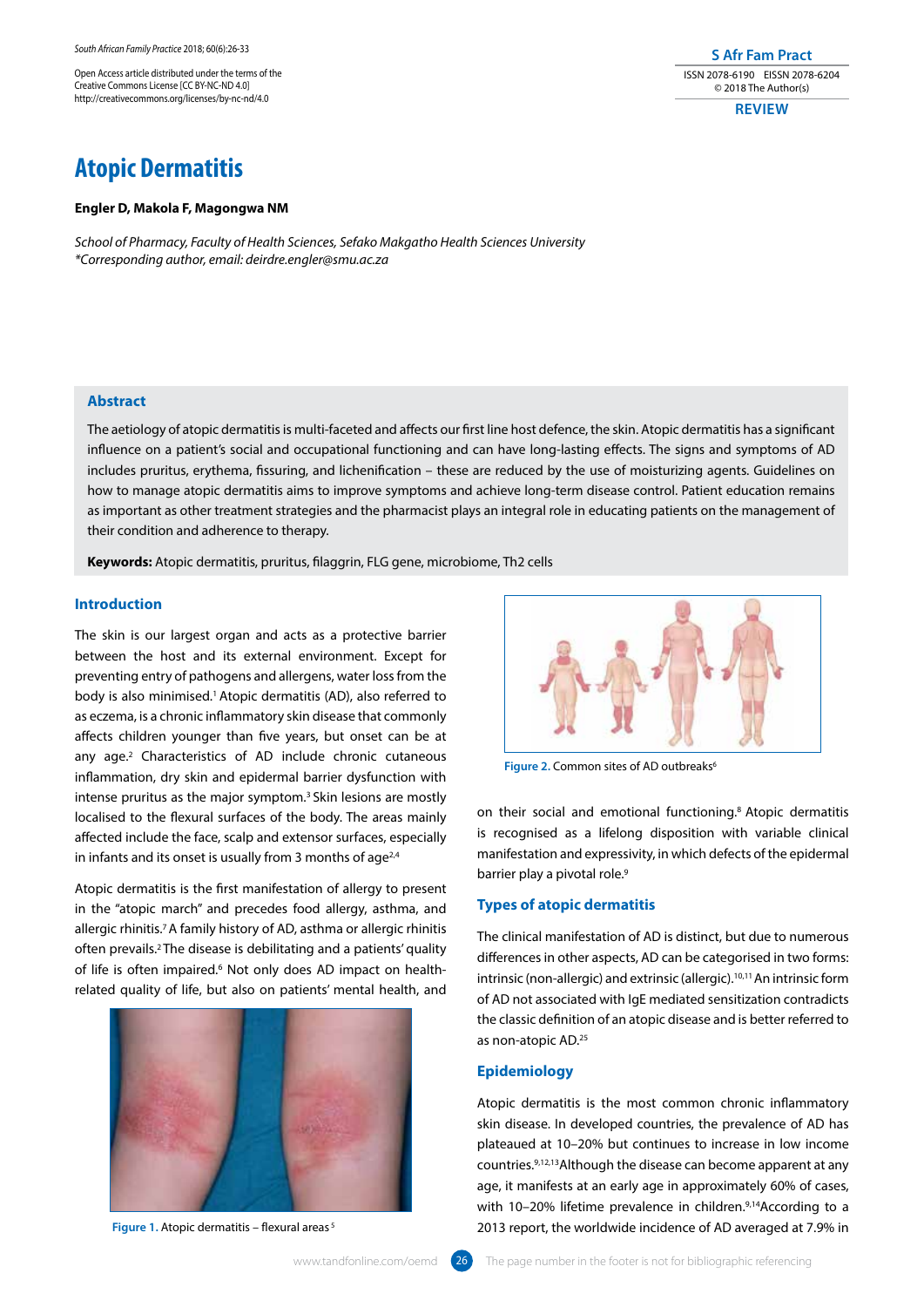Open Access article distributed under the terms of the Creative Commons License [CC BY-NC-ND 4.0] http://creativecommons.org/licenses/by-nc-nd/4.0

ISSN 2078-6190 EISSN 2078-6204
© 2018 The Author(s)

**REVIEW**

# Atopic Dermatitis

**Engler D, Makola F, Magongwa NM**

*School of Pharmacy, Faculty of Health Sciences, Sefako Makgatho Health Sciences University*
*\*Corresponding author, email: deirdre.engler@smu.ac.za*

## Abstract

The aetiology of atopic dermatitis is multi-faceted and affects our first line host defence, the skin. Atopic dermatitis has a significant influence on a patient's social and occupational functioning and can have long-lasting effects. The signs and symptoms of AD includes pruritus, erythema, fissuring, and lichenification – these are reduced by the use of moisturizing agents. Guidelines on how to manage atopic dermatitis aims to improve symptoms and achieve long-term disease control. Patient education remains as important as other treatment strategies and the pharmacist plays an integral role in educating patients on the management of their condition and adherence to therapy.

**Keywords:** Atopic dermatitis, pruritus, filaggrin, FLG gene, microbiome, Th2 cells

## Introduction

The skin is our largest organ and acts as a protective barrier between the host and its external environment. Except for preventing entry of pathogens and allergens, water loss from the body is also minimised.[1] Atopic dermatitis (AD), also referred to as eczema, is a chronic inflammatory skin disease that commonly affects children younger than five years, but onset can be at any age.[2] Characteristics of AD include chronic cutaneous inflammation, dry skin and epidermal barrier dysfunction with intense pruritus as the major symptom.[3] Skin lesions are mostly localised to the flexural surfaces of the body. The areas mainly affected include the face, scalp and extensor surfaces, especially in infants and its onset is usually from 3 months of age[2,4]

Atopic dermatitis is the first manifestation of allergy to present in the "atopic march" and precedes food allergy, asthma, and allergic rhinitis.[7] A family history of AD, asthma or allergic rhinitis often prevails.[2] The disease is debilitating and a patients' quality of life is often impaired.[6] Not only does AD impact on health-related quality of life, but also on patients' mental health, and on their social and emotional functioning.[8] Atopic dermatitis is recognised as a lifelong disposition with variable clinical manifestation and expressivity, in which defects of the epidermal barrier play a pivotal role.[9]

Figure 1. Atopic dermatitis – flexural areas [5]

Figure 2. Common sites of AD outbreaks[6]

## Types of atopic dermatitis

The clinical manifestation of AD is distinct, but due to numerous differences in other aspects, AD can be categorised in two forms: intrinsic (non-allergic) and extrinsic (allergic).[10,11] An intrinsic form of AD not associated with IgE mediated sensitization contradicts the classic definition of an atopic disease and is better referred to as non-atopic AD.[25]

## Epidemiology

Atopic dermatitis is the most common chronic inflammatory skin disease. In developed countries, the prevalence of AD has plateaued at 10–20% but continues to increase in low income countries.[9,12,13] Although the disease can become apparent at any age, it manifests at an early age in approximately 60% of cases, with 10–20% lifetime prevalence in children.[9,14] According to a 2013 report, the worldwide incidence of AD averaged at 7.9% in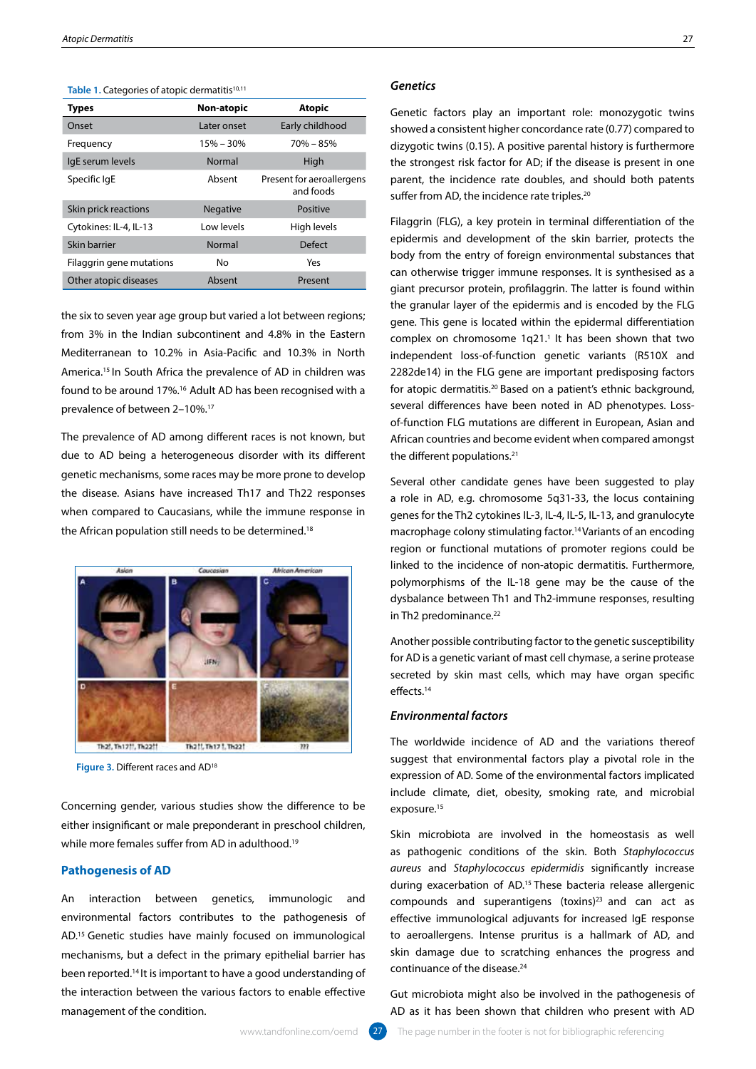Table 1. Categories of atopic dermatitis[10,11]

| Types | Non-atopic | Atopic |
|---|---|---|
| Onset | Later onset | Early childhood |
| Frequency | 15% – 30% | 70% – 85% |
| IgE serum levels | Normal | High |
| Specific IgE | Absent | Present for aeroallergens and foods |
| Skin prick reactions | Negative | Positive |
| Cytokines: IL-4, IL-13 | Low levels | High levels |
| Skin barrier | Normal | Defect |
| Filaggrin gene mutations | No | Yes |
| Other atopic diseases | Absent | Present |

the six to seven year age group but varied a lot between regions; from 3% in the Indian subcontinent and 4.8% in the Eastern Mediterranean to 10.2% in Asia-Pacific and 10.3% in North America.[15] In South Africa the prevalence of AD in children was found to be around 17%.[16] Adult AD has been recognised with a prevalence of between 2–10%.[17]

The prevalence of AD among different races is not known, but due to AD being a heterogeneous disorder with its different genetic mechanisms, some races may be more prone to develop the disease. Asians have increased Th17 and Th22 responses when compared to Caucasians, while the immune response in the African population still needs to be determined.[18]

Figure 3. Different races and AD[18]

Concerning gender, various studies show the difference to be either insignificant or male preponderant in preschool children, while more females suffer from AD in adulthood.[19]

## Pathogenesis of AD

An interaction between genetics, immunologic and environmental factors contributes to the pathogenesis of AD.[15] Genetic studies have mainly focused on immunological mechanisms, but a defect in the primary epithelial barrier has been reported.[14] It is important to have a good understanding of the interaction between the various factors to enable effective management of the condition.

### *Genetics*

Genetic factors play an important role: monozygotic twins showed a consistent higher concordance rate (0.77) compared to dizygotic twins (0.15). A positive parental history is furthermore the strongest risk factor for AD; if the disease is present in one parent, the incidence rate doubles, and should both patents suffer from AD, the incidence rate triples.[20]

Filaggrin (FLG), a key protein in terminal differentiation of the epidermis and development of the skin barrier, protects the body from the entry of foreign environmental substances that can otherwise trigger immune responses. It is synthesised as a giant precursor protein, profilaggrin. The latter is found within the granular layer of the epidermis and is encoded by the FLG gene. This gene is located within the epidermal differentiation complex on chromosome 1q21.[1] It has been shown that two independent loss-of-function genetic variants (R510X and 2282del4) in the FLG gene are important predisposing factors for atopic dermatitis.[20] Based on a patient's ethnic background, several differences have been noted in AD phenotypes. Loss-of-function FLG mutations are different in European, Asian and African countries and become evident when compared amongst the different populations.[21]

Several other candidate genes have been suggested to play a role in AD, e.g. chromosome 5q31-33, the locus containing genes for the Th2 cytokines IL-3, IL-4, IL-5, IL-13, and granulocyte macrophage colony stimulating factor.[14] Variants of an encoding region or functional mutations of promoter regions could be linked to the incidence of non-atopic dermatitis. Furthermore, polymorphisms of the IL-18 gene may be the cause of the dysbalance between Th1 and Th2-immune responses, resulting in Th2 predominance.[22]

Another possible contributing factor to the genetic susceptibility for AD is a genetic variant of mast cell chymase, a serine protease secreted by skin mast cells, which may have organ specific effects.[14]

### *Environmental factors*

The worldwide incidence of AD and the variations thereof suggest that environmental factors play a pivotal role in the expression of AD. Some of the environmental factors implicated include climate, diet, obesity, smoking rate, and microbial exposure.[15]

Skin microbiota are involved in the homeostasis as well as pathogenic conditions of the skin. Both *Staphylococcus aureus* and *Staphylococcus epidermidis* significantly increase during exacerbation of AD.[15] These bacteria release allergenic compounds and superantigens (toxins)[23] and can act as effective immunological adjuvants for increased IgE response to aeroallergens. Intense pruritus is a hallmark of AD, and skin damage due to scratching enhances the progress and continuance of the disease.[24]

Gut microbiota might also be involved in the pathogenesis of AD as it has been shown that children who present with AD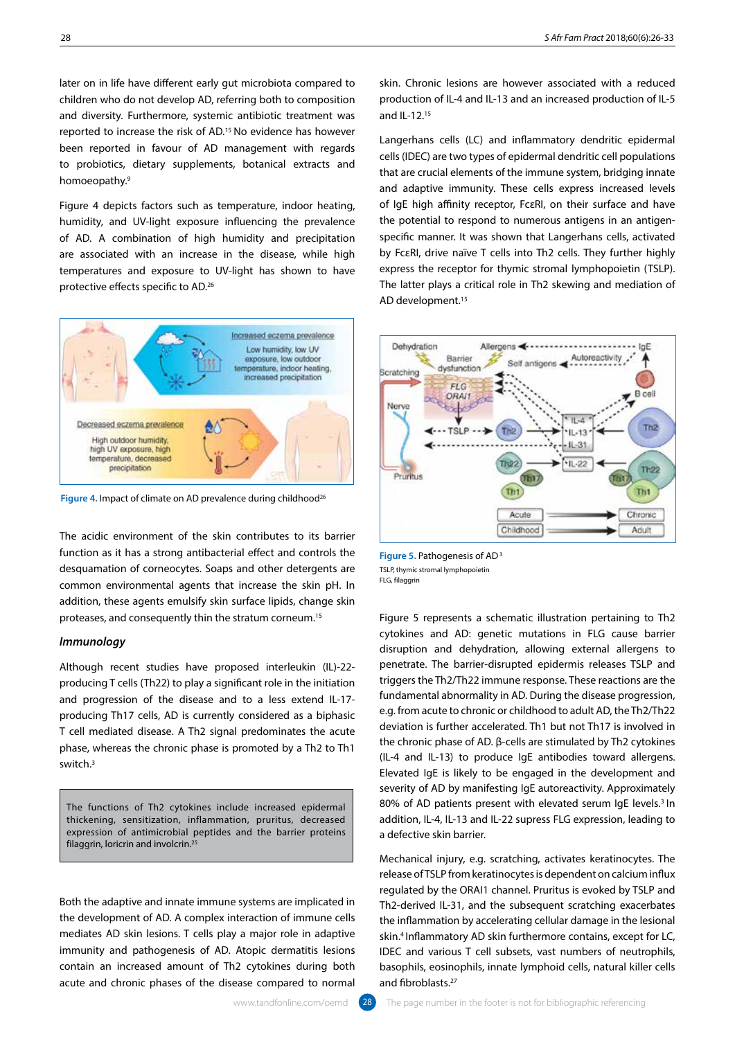later on in life have different early gut microbiota compared to children who do not develop AD, referring both to composition and diversity. Furthermore, systemic antibiotic treatment was reported to increase the risk of AD.[15] No evidence has however been reported in favour of AD management with regards to probiotics, dietary supplements, botanical extracts and homoeopathy.[9]

Figure 4 depicts factors such as temperature, indoor heating, humidity, and UV-light exposure influencing the prevalence of AD. A combination of high humidity and precipitation are associated with an increase in the disease, while high temperatures and exposure to UV-light has shown to have protective effects specific to AD.[26]

**Figure 4.** Impact of climate on AD prevalence during childhood[26]

The acidic environment of the skin contributes to its barrier function as it has a strong antibacterial effect and controls the desquamation of corneocytes. Soaps and other detergents are common environmental agents that increase the skin pH. In addition, these agents emulsify skin surface lipids, change skin proteases, and consequently thin the stratum corneum.[15]

### *Immunology*

Although recent studies have proposed interleukin (IL)-22-producing T cells (Th22) to play a significant role in the initiation and progression of the disease and to a less extend IL-17-producing Th17 cells, AD is currently considered as a biphasic T cell mediated disease. A Th2 signal predominates the acute phase, whereas the chronic phase is promoted by a Th2 to Th1 switch.[3]

> The functions of Th2 cytokines include increased epidermal thickening, sensitisation, inflammation, pruritus, decreased expression of antimicrobial peptides and the barrier proteins filaggrin, loricrin and involcrin.[25]

Both the adaptive and innate immune systems are implicated in the development of AD. A complex interaction of immune cells mediates AD skin lesions. T cells play a major role in adaptive immunity and pathogenesis of AD. Atopic dermatitis lesions contain an increased amount of Th2 cytokines during both acute and chronic phases of the disease compared to normal skin. Chronic lesions are however associated with a reduced production of IL-4 and IL-13 and an increased production of IL-5 and IL-12.[15]

Langerhans cells (LC) and inflammatory dendritic epidermal cells (IDEC) are two types of epidermal dendritic cell populations that are crucial elements of the immune system, bridging innate and adaptive immunity. These cells express increased levels of IgE high affinity receptor, FcεRI, on their surface and have the potential to respond to numerous antigens in an antigen-specific manner. It was shown that Langerhans cells, activated by FcεRI, drive naïve T cells into Th2 cells. They further highly express the receptor for thymic stromal lymphopoietin (TSLP). The latter plays a critical role in Th2 skewing and mediation of AD development.[15]

**Figure 5.** Pathogenesis of AD[3]

TSLP, thymic stromal lymphopoietin
FLG, filaggrin

Figure 5 represents a schematic illustration pertaining to Th2 cytokines and AD: genetic mutations in FLG cause barrier disruption and dehydration, allowing external allergens to penetrate. The barrier-disrupted epidermis releases TSLP and triggers the Th2/Th22 immune response. These reactions are the fundamental abnormality in AD. During the disease progression, e.g. from acute to chronic or childhood to adult AD, the Th2/Th22 deviation is further accelerated. Th1 but not Th17 is involved in the chronic phase of AD. β-cells are stimulated by Th2 cytokines (IL-4 and IL-13) to produce IgE antibodies toward allergens. Elevated IgE is likely to be engaged in the development and severity of AD by manifesting IgE autoreactivity. Approximately 80% of AD patients present with elevated serum IgE levels.[3] In addition, IL-4, IL-13 and IL-22 supress FLG expression, leading to a defective skin barrier.

Mechanical injury, e.g. scratching, activates keratinocytes. The release of TSLP from keratinocytes is dependent on calcium influx regulated by the ORAI1 channel. Pruritus is evoked by TSLP and Th2-derived IL-31, and the subsequent scratching exacerbates the inflammation by accelerating cellular damage in the lesional skin.[4] Inflammatory AD skin furthermore contains, except for LC, IDEC and various T cell subsets, vast numbers of neutrophils, basophils, eosinophils, innate lymphoid cells, natural killer cells and fibroblasts.[27]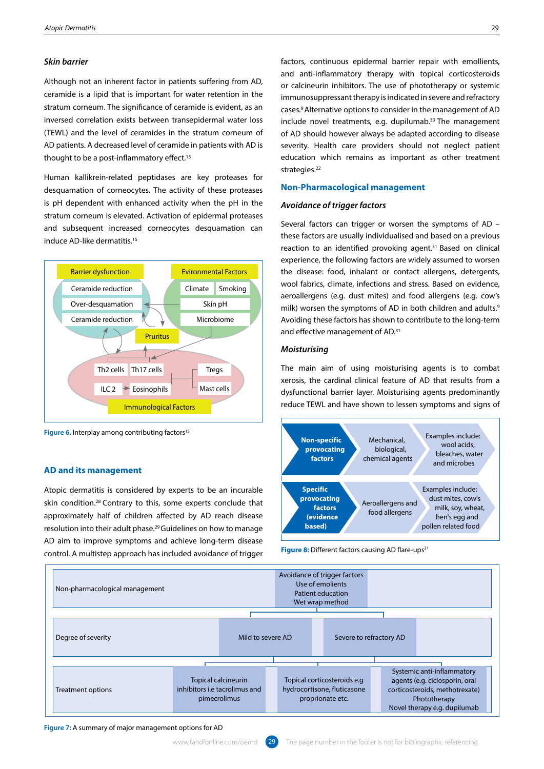### *Skin barrier*

Although not an inherent factor in patients suffering from AD, ceramide is a lipid that is important for water retention in the stratum corneum. The significance of ceramide is evident, as an inversed correlation exists between transepidermal water loss (TEWL) and the level of ceramides in the stratum corneum of AD patients. A decreased level of ceramide in patients with AD is thought to be a post-inflammatory effect.[15]

Human kallikrein-related peptidases are key proteases for desquamation of corneocytes. The activity of these proteases is pH dependent with enhanced activity when the pH in the stratum corneum is elevated. Activation of epidermal proteases and subsequent increased corneocytes desquamation can induce AD-like dermatitis.[15]

Barrier dysfunction: Ceramide reduction; Over-desquamation; Ceramide reduction
Evironmental Factors: Climate; Smoking; Skin pH; Microbiome
Pruritus
Immunological Factors: Th2 cells; Th17 cells; Tregs; ILC 2; Eosinophils; Mast cells

**Figure 6.** Interplay among contributing factors[15]

## AD and its management

Atopic dermatitis is considered by experts to be an incurable skin condition.[28] Contrary to this, some experts conclude that approximately half of children affected by AD reach disease resolution into their adult phase.[29] Guidelines on how to manage AD aim to improve symptoms and achieve long-term disease control. A multistep approach has included avoidance of trigger factors, continuous epidermal barrier repair with emollients, and anti-inflammatory therapy with topical corticosteroids or calcineurin inhibitors. The use of phototherapy or systemic immunosuppressant therapy is indicated in severe and refractory cases.[9] Alternative options to consider in the management of AD include novel treatments, e.g. dupilumab.[30] The management of AD should however always be adapted according to disease severity. Health care providers should not neglect patient education which remains as important as other treatment strategies.[22]

## Non-Pharmacological management

### *Avoidance of trigger factors*

Several factors can trigger or worsen the symptoms of AD – these factors are usually individualised and based on a previous reaction to an identified provoking agent.[31] Based on clinical experience, the following factors are widely assumed to worsen the disease: food, inhalant or contact allergens, detergents, wool fabrics, climate, infections and stress. Based on evidence, aeroallergens (e.g. dust mites) and food allergens (e.g. cow's milk) worsen the symptoms of AD in both children and adults.[9] Avoiding these factors has shown to contribute to the long-term and effective management of AD.[31]

### *Moisturising*

The main aim of using moisturising agents is to combat xerosis, the cardinal clinical feature of AD that results from a dysfunctional barrier layer. Moisturising agents predominantly reduce TEWL and have shown to lessen symptoms and signs of

| | | |
|---|---|---|
| **Non-specific provocating factors** | Mechanical, biological, chemical agents | Examples include: wool acids, bleaches, water and microbes |
| **Specific provocating factors (evidence based)** | Aeroallergens and food allergens | Examples include: dust mites, cow's milk, soy, wheat, hen's egg and pollen related food |

**Figure 8:** Different factors causing AD flare-ups[31]

| | | | |
|---|---|---|---|
| Non-pharmacological management | Avoidance of trigger factors<br>Use of emolients<br>Patient education<br>Wet wrap method | | |
| Degree of severity | Mild to severe AD | Severe to refractory AD | |
| Treatment options | Topical calcineurin inhibitors i.e tacrolimus and pimecrolimus | Topical corticosteroids e.g hydrocortisone, fluticasone proprionate etc. | Systemic anti-inflammatory agents (e.g. ciclosporin, oral corticosteroids, methotrexate)<br>Phototherapy<br>Novel therapy e.g. dupilumab |

**Figure 7:** A summary of major management options for AD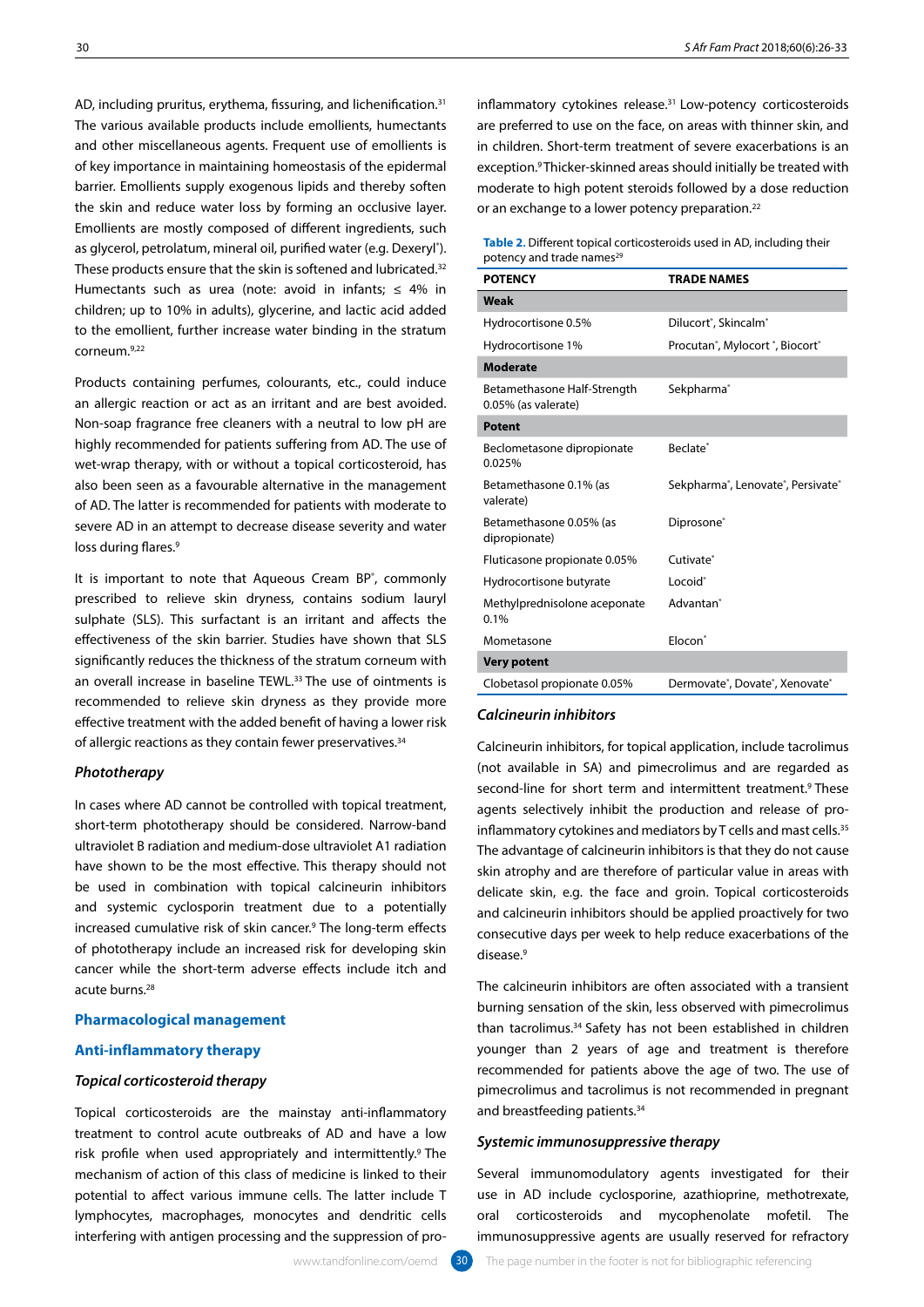AD, including pruritus, erythema, fissuring, and lichenification.[31] The various available products include emollients, humectants and other miscellaneous agents. Frequent use of emollients is of key importance in maintaining homeostasis of the epidermal barrier. Emollients supply exogenous lipids and thereby soften the skin and reduce water loss by forming an occlusive layer. Emollients are mostly composed of different ingredients, such as glycerol, petrolatum, mineral oil, purified water (e.g. Dexeryl®). These products ensure that the skin is softened and lubricated.[32] Humectants such as urea (note: avoid in infants; ≤ 4% in children; up to 10% in adults), glycerine, and lactic acid added to the emollient, further increase water binding in the stratum corneum.[9,22]

Products containing perfumes, colourants, etc., could induce an allergic reaction or act as an irritant and are best avoided. Non-soap fragrance free cleaners with a neutral to low pH are highly recommended for patients suffering from AD. The use of wet-wrap therapy, with or without a topical corticosteroid, has also been seen as a favourable alternative in the management of AD. The latter is recommended for patients with moderate to severe AD in an attempt to decrease disease severity and water loss during flares.[9]

It is important to note that Aqueous Cream BP®, commonly prescribed to relieve skin dryness, contains sodium lauryl sulphate (SLS). This surfactant is an irritant and affects the effectiveness of the skin barrier. Studies have shown that SLS significantly reduces the thickness of the stratum corneum with an overall increase in baseline TEWL.[33] The use of ointments is recommended to relieve skin dryness as they provide more effective treatment with the added benefit of having a lower risk of allergic reactions as they contain fewer preservatives.[34]

### *Phototherapy*

In cases where AD cannot be controlled with topical treatment, short-term phototherapy should be considered. Narrow-band ultraviolet B radiation and medium-dose ultraviolet A1 radiation have shown to be the most effective. This therapy should not be used in combination with topical calcineurin inhibitors and systemic cyclosporin treatment due to a potentially increased cumulative risk of skin cancer.[9] The long-term effects of phototherapy include an increased risk for developing skin cancer while the short-term adverse effects include itch and acute burns.[28]

## Pharmacological management

## Anti-inflammatory therapy

### *Topical corticosteroid therapy*

Topical corticosteroids are the mainstay anti-inflammatory treatment to control acute outbreaks of AD and have a low risk profile when used appropriately and intermittently.[9] The mechanism of action of this class of medicine is linked to their potential to affect various immune cells. The latter include T lymphocytes, macrophages, monocytes and dendritic cells interfering with antigen processing and the suppression of pro-inflammatory cytokines release.[31] Low-potency corticosteroids are preferred to use on the face, on areas with thinner skin, and in children. Short-term treatment of severe exacerbations is an exception.[9] Thicker-skinned areas should initially be treated with moderate to high potent steroids followed by a dose reduction or an exchange to a lower potency preparation.[22]

**Table 2.** Different topical corticosteroids used in AD, including their potency and trade names[29]

| POTENCY | TRADE NAMES |
|---|---|
| **Weak** | |
| Hydrocortisone 0.5% | Dilucort®, Skincalm® |
| Hydrocortisone 1% | Procutan®, Mylocort®, Biocort® |
| **Moderate** | |
| Betamethasone Half-Strength 0.05% (as valerate) | Sekpharma® |
| **Potent** | |
| Beclometasone dipropionate 0.025% | Beclate® |
| Betamethasone 0.1% (as valerate) | Sekpharma®, Lenovate®, Persivate® |
| Betamethasone 0.05% (as dipropionate) | Diprosone® |
| Fluticasone propionate 0.05% | Cutivate® |
| Hydrocortisone butyrate | Locoid® |
| Methylprednisolone aceponate 0.1% | Advantan® |
| Mometasone | Elocon® |
| **Very potent** | |
| Clobetasol propionate 0.05% | Dermovate®, Dovate®, Xenovate® |

### *Calcineurin inhibitors*

Calcineurin inhibitors, for topical application, include tacrolimus (not available in SA) and pimecrolimus and are regarded as second-line for short term and intermittent treatment.[9] These agents selectively inhibit the production and release of pro-inflammatory cytokines and mediators by T cells and mast cells.[35] The advantage of calcineurin inhibitors is that they do not cause skin atrophy and are therefore of particular value in areas with delicate skin, e.g. the face and groin. Topical corticosteroids and calcineurin inhibitors should be applied proactively for two consecutive days per week to help reduce exacerbations of the disease.[9]

The calcineurin inhibitors are often associated with a transient burning sensation of the skin, less observed with pimecrolimus than tacrolimus.[34] Safety has not been established in children younger than 2 years of age and treatment is therefore recommended for patients above the age of two. The use of pimecrolimus and tacrolimus is not recommended in pregnant and breastfeeding patients.[34]

### *Systemic immunosuppressive therapy*

Several immunomodulatory agents investigated for their use in AD include cyclosporine, azathioprine, methotrexate, oral corticosteroids and mycophenolate mofetil. The immunosuppressive agents are usually reserved for refractory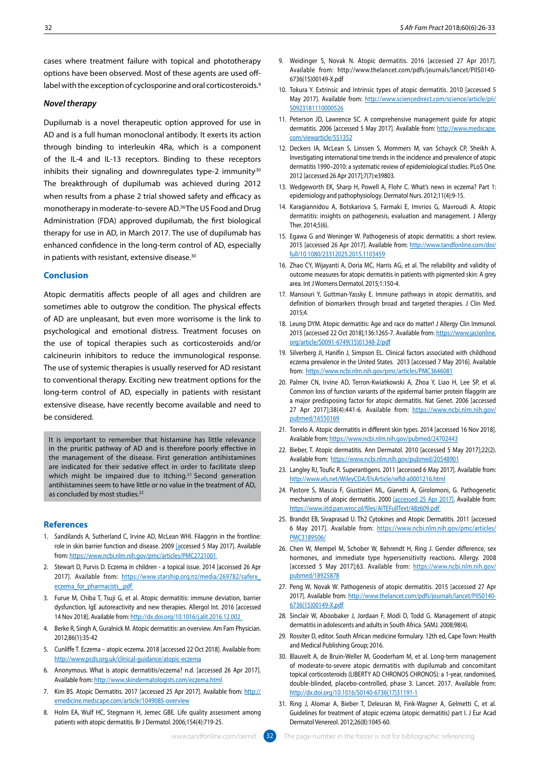cases where treatment failure with topical and phototherapy options have been observed. Most of these agents are used off-label with the exception of cyclosporine and oral corticosteroids.[9]

### *Novel therapy*

Dupilumab is a novel therapeutic option approved for use in AD and is a full human monoclonal antibody. It exerts its action through binding to interleukin 4Ra, which is a component of the IL-4 and IL-13 receptors. Binding to these receptors inhibits their signaling and downregulates type-2 immunity.[30] The breakthrough of dupilumab was achieved during 2012 when results from a phase 2 trial showed safety and efficacy as monotherapy in moderate-to-severe AD.[36] The US Food and Drug Administration (FDA) approved dupilumab, the first biological therapy for use in AD, in March 2017. The use of dupilumab has enhanced confidence in the long-term control of AD, especially in patients with resistant, extensive disease.[30]

## Conclusion

Atopic dermatitis affects people of all ages and children are sometimes able to outgrow the condition. The physical effects of AD are unpleasant, but even more worrisome is the link to psychological and emotional distress. Treatment focuses on the use of topical therapies such as corticosteroids and/or calcineurin inhibitors to reduce the immunological response. The use of systemic therapies is usually reserved for AD resistant to conventional therapy. Exciting new treatment options for the long-term control of AD, especially in patients with resistant extensive disease, have recently become available and need to be considered.

> It is important to remember that histamine has little relevance in the pruritic pathway of AD and is therefore poorly effective in the management of the disease. First generation antihistamines are indicated for their sedative effect in order to facilitate sleep which might be impaired due to itching.[37] Second generation antihistamines seem to have little or no value in the treatment of AD, as concluded by most studies.[22]

## References

1. Sandilands A, Sutherland C, Irvine AD, McLean WHI. Filaggrin in the frontline: role in skin barrier function and disease. 2009 [accessed 5 May 2017]. Available from: https://www.ncbi.nlm.nih.gov/pmc/articles/PMC2721001
2. Stewart D, Purvis D. Eczema in children - a topical issue. 2014 [accessed 26 Apr 2017]. Available from: https://www.starship.org.nz/media/269782/saferx_eczema_for_pharmacists_.pdf
3. Furue M, Chiba T, Tsuji G, et al. Atopic dermatitis: immune deviation, barrier dysfunction, IgE autoreactivity and new therapies. Allergol Int. 2016 [accessed 14 Nov 2018]. Available from: http://dx.doi.org/10.1016/j.alit.2016.12.002
4. Berke R, Singh A, Guralnick M. Atopic dermatitis: an overview. Am Fam Physician. 2012;86(1):35-42
5. Cunliffe T. Eczema – atopic eczema. 2018 [accessed 22 Oct 2018]. Available from: http://www.pcds.org.uk/clinical-guidance/atopic-eczema
6. Anonymous. What is atopic dermatitis/eczema? n.d. [accessed 26 Apr 2017]. Available from: http://www.skindermatologists.com/eczema.html
7. Kim BS. Atopic Dermatitis. 2017 [accessed 25 Apr 2017]. Available from: http://emedicine.medscape.com/article/1049085-overview
8. Holm EA, Wulf HC, Stegmann H, Jemec GBE. Life quality assessment among patients with atopic dermatitis. Br J Dermatol. 2006;154(4):719-25.
9. Weidinger S, Novak N. Atopic dermatitis. 2016 [accessed 27 Apr 2017]. Available from: http://www.thelancet.com/pdfs/journals/lancet/PIIS0140-6736(15)00149-X.pdf
10. Tokura Y. Extrinsic and Intrinsic types of atopic dermatitis. 2010 [accessed 5 May 2017]. Available from: http://www.sciencedirect.com/science/article/pii/S0923181110000526
11. Peterson JD, Lawrence SC. A comprehensive management guide for atopic dermatitis. 2006 [accessed 5 May 2017]. Available from: http://www.medscape.com/viewarticle/551352
12. Deckers IA, McLean S, Linssen S, Mommers M, van Schayck CP, Sheikh A. Investigating international time trends in the incidence and prevalence of atopic dermatitis 1990–2010: a systematic review of epidemiological studies. PLoS One. 2012 [accessed 26 Apr 2017];7(7):e39803.
13. Wedgeworth EK, Sharp H, Powell A, Flohr C. What's news in eczema? Part 1: epidemiology and pathophysiology. Dermatol Nurs. 2012;11(4):9-15.
14. Karagiannidou A, Botskariova S, Farmaki E, Imvrios G, Mavroudi A. Atopic dermatitis: insights on pathogenesis, evaluation and management. J Allergy Ther. 2014;5(6).
15. Egawa G and Weninger W. Pathogenesis of atopic dermatitis: a short review. 2015 [accessed 26 Apr 2017]. Available from: http://www.tandfonline.com/doi/full/10.1080/23312025.2015.1103459
16. Zhao CY, Wijayanti A, Doria MC, Harris AG, et al. The reliability and validity of outcome measures for atopic dermatitis in patients with pigmented skin: A grey area. Int J Womens Dermatol. 2015;1:150-4.
17. Mansouri Y, Guttman-Yassky E. Immune pathways in atopic dermatitis, and definition of biomarkers through broad and targeted therapies. J Clin Med. 2015;4.
18. Leung DYM. Atopic dermatitis: Age and race do matter! J Allergy Clin Immunol. 2015 [accessed 22 Oct 2018];136:1265-7. Available from: https://www.jacionline.org/article/S0091-6749(15)01348-2/pdf
19. Silverberg JI, Hanifin J, Simpson EL. Clinical factors associated with childhood eczema prevalence in the United States. 2013 [accessed 7 May 2016]. Available from: https://www.ncbi.nlm.nih.gov/pmc/articles/PMC3646081
20. Palmer CN, Irvine AD, Terron-Kwiatkowski A, Zhoa Y, Liao H, Lee SP, et al. Common loss of function variants of the epidermal barrier protein filaggrin are a major predisposing factor for atopic dermatitis. Nat Genet. 2006 [accessed 27 Apr 2017];38(4):441-6. Available from: https://www.ncbi.nlm.nih.gov/pubmed/16550169
21. Torrelo A. Atopic dermatitis in different skin types. 2014 [accessed 16 Nov 2018]. Available from: https://www.ncbi.nlm.nih.gov/pubmed/24702443
22. Bieber, T. Atopic dermatitis. Ann Dermatol. 2010 [accessed 5 May 2017];22(2). Available from: https://www.ncbi.nlm.nih.gov/pubmed/20548901
23. Langley RJ, Toufic R. Superantigens. 2011 [accessed 6 May 2017]. Available from: http://www.els.net/WileyCDA/ElsArticle/refId-a0001216.html
24. Pastore S, Mascia F, Giustizieri ML, Gianetti A, Girolomoni, G. Pathogenetic mechanisms of atopic dermatitis. 2000 [accessed 25 Apr 2017]. Available from: https://www.iitd.pan.wroc.pl/files/AITEFullText/48z609.pdf
25. Brandst EB, Sivaprasad U. Th2 Cytokines and Atopic Dermatitis. 2011 [accessed 6 May 2017]. Available from: https://www.ncbi.nlm.nih.gov/pmc/articles/PMC3189506/
26. Chen W, Mempel M, Schober W, Behrendt H, Ring J. Gender difference, sex hormones, and immediate type hypersensitivity reactions. Allergy. 2008 [accessed 5 May 2017];63. Available from: https://www.ncbi.nlm.nih.gov/pubmed/18925878
27. Peng W, Novak N. Pathogenesis of atopic dermatitis. 2015 [accessed 27 Apr 2017]. Available from: http://www.thelancet.com/pdfs/journals/lancet/PIIS0140-6736(15)00149-X.pdf
28. Sinclair W, Aboobaker J, Jordaan F, Modi D, Todd G. Management of atopic dermatitis in adolescents and adults in South Africa. SAMJ. 2008;98(4).
29. Rossiter D, editor. South African medicine formulary. 12th ed, Cape Town: Health and Medical Publishing Group; 2016.
30. Blauvelt A, de Bruin-Weller M, Gooderham M, et al. Long-term management of moderate-to-severe atopic dermatitis with dupilumab and concomitant topical corticosteroids (LIBERTY AD CHRONOS CHRONOS): a 1-year, randomised, double-blinded, placebo-controlled, phase 3. Lancet. 2017. Available from: http://dx.doi.org/10.1016/S0140-6736(17)31191-1
31. Ring J, Alomar A, Bieber T, Deleuran M, Fink-Wagner A, Gelmetti C, et al. Guidelines for treatment of atopic eczema (atopic dermatitis) part I. J Eur Acad Dermatol Venereol. 2012;26(8):1045-60.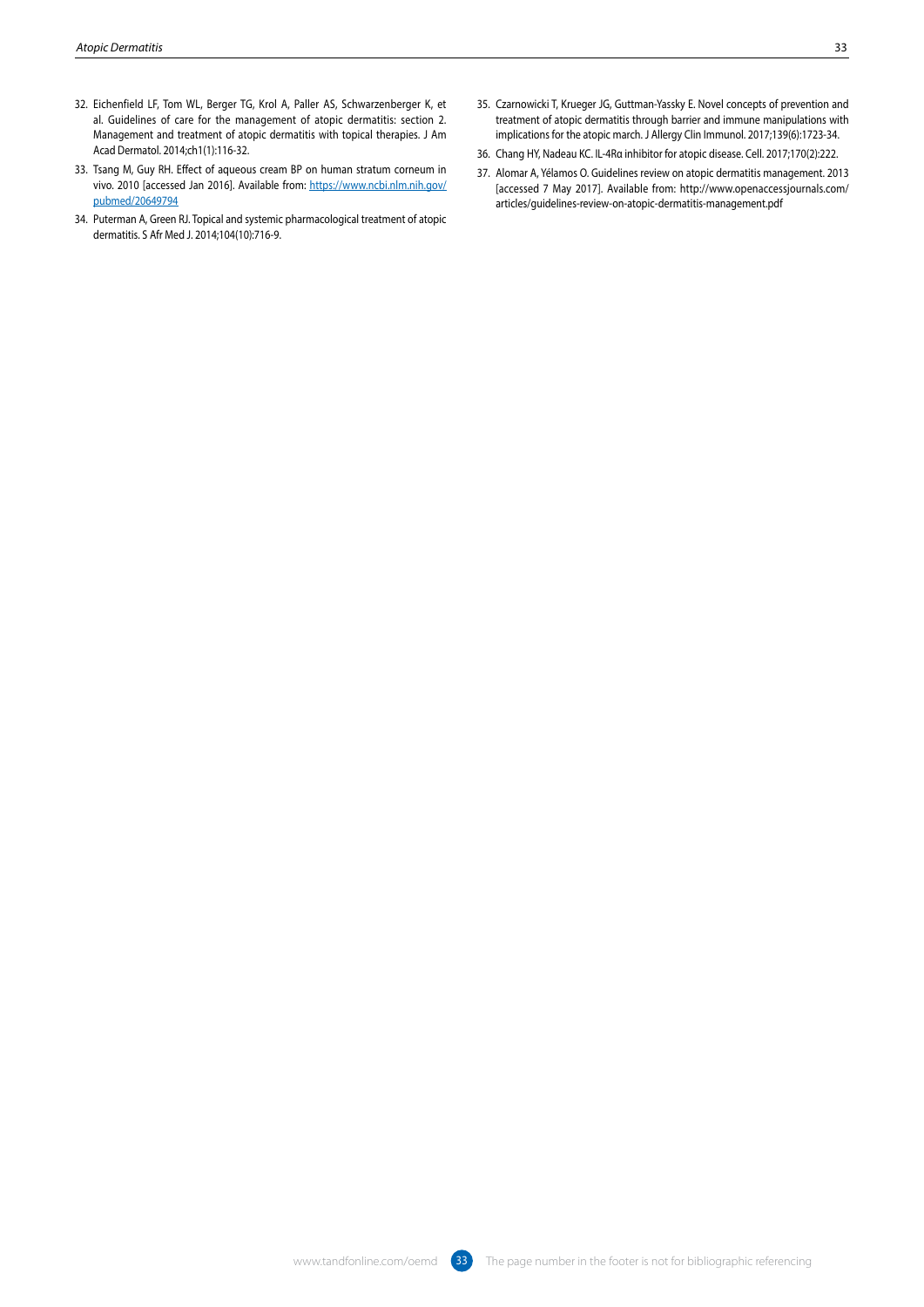32. Eichenfield LF, Tom WL, Berger TG, Krol A, Paller AS, Schwarzenberger K, et al. Guidelines of care for the management of atopic dermatitis: section 2. Management and treatment of atopic dermatitis with topical therapies. J Am Acad Dermatol. 2014;ch1(1):116-32.
33. Tsang M, Guy RH. Effect of aqueous cream BP on human stratum corneum in vivo. 2010 [accessed Jan 2016]. Available from: https://www.ncbi.nlm.nih.gov/pubmed/20649794
34. Puterman A, Green RJ. Topical and systemic pharmacological treatment of atopic dermatitis. S Afr Med J. 2014;104(10):716-9.
35. Czarnowicki T, Krueger JG, Guttman-Yassky E. Novel concepts of prevention and treatment of atopic dermatitis through barrier and immune manipulations with implications for the atopic march. J Allergy Clin Immunol. 2017;139(6):1723-34.
36. Chang HY, Nadeau KC. IL-4Rα inhibitor for atopic disease. Cell. 2017;170(2):222.
37. Alomar A, Yélamos O. Guidelines review on atopic dermatitis management. 2013 [accessed 7 May 2017]. Available from: http://www.openaccessjournals.com/articles/guidelines-review-on-atopic-dermatitis-management.pdf